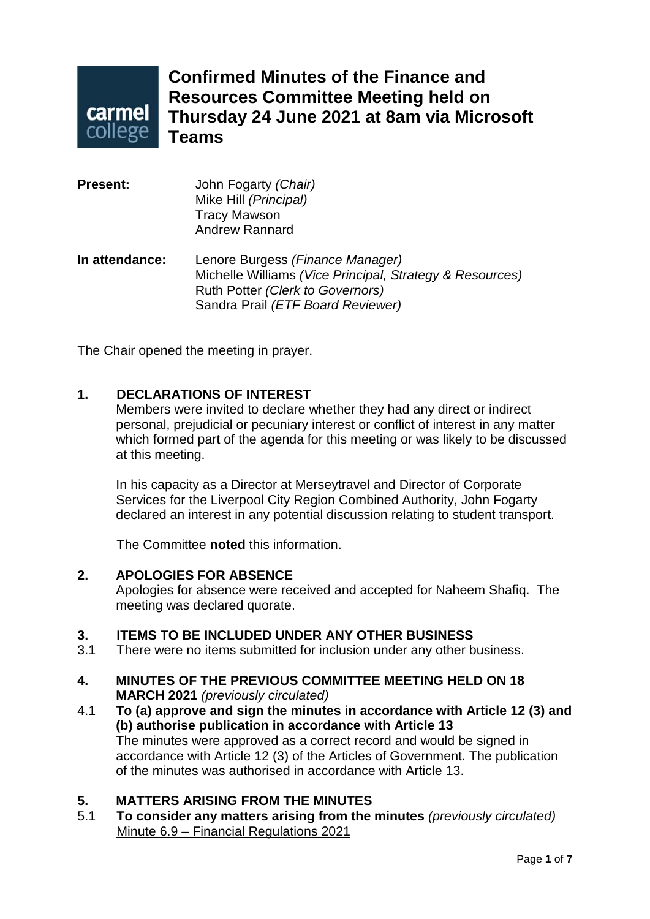# Confirmed Minutes of the Finance and Resources Committee Meeting held on Thursday 24 June 2021 at 8am via Microsoft Teams

**Present:** John Fogarty *(Chair)*
Mike Hill *(Principal)*
Tracy Mawson
Andrew Rannard

**In attendance:** Lenore Burgess *(Finance Manager)*
Michelle Williams *(Vice Principal, Strategy & Resources)*
Ruth Potter *(Clerk to Governors)*
Sandra Prail *(ETF Board Reviewer)*

The Chair opened the meeting in prayer.

## 1. DECLARATIONS OF INTEREST

Members were invited to declare whether they had any direct or indirect personal, prejudicial or pecuniary interest or conflict of interest in any matter which formed part of the agenda for this meeting or was likely to be discussed at this meeting.

In his capacity as a Director at Merseytravel and Director of Corporate Services for the Liverpool City Region Combined Authority, John Fogarty declared an interest in any potential discussion relating to student transport.

The Committee **noted** this information.

## 2. APOLOGIES FOR ABSENCE

Apologies for absence were received and accepted for Naheem Shafiq. The meeting was declared quorate.

## 3. ITEMS TO BE INCLUDED UNDER ANY OTHER BUSINESS

3.1 There were no items submitted for inclusion under any other business.

## 4. MINUTES OF THE PREVIOUS COMMITTEE MEETING HELD ON 18 MARCH 2021 *(previously circulated)*

4.1 **To (a) approve and sign the minutes in accordance with Article 12 (3) and (b) authorise publication in accordance with Article 13**

The minutes were approved as a correct record and would be signed in accordance with Article 12 (3) of the Articles of Government. The publication of the minutes was authorised in accordance with Article 13.

## 5. MATTERS ARISING FROM THE MINUTES

5.1 **To consider any matters arising from the minutes** *(previously circulated)*

Minute 6.9 – Financial Regulations 2021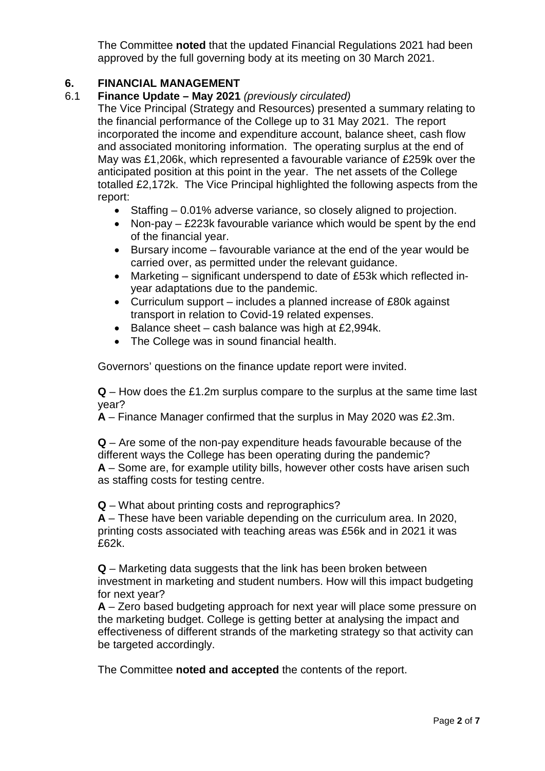The Committee **noted** that the updated Financial Regulations 2021 had been approved by the full governing body at its meeting on 30 March 2021.

## 6. FINANCIAL MANAGEMENT

### 6.1 Finance Update – May 2021 *(previously circulated)*

The Vice Principal (Strategy and Resources) presented a summary relating to the financial performance of the College up to 31 May 2021. The report incorporated the income and expenditure account, balance sheet, cash flow and associated monitoring information. The operating surplus at the end of May was £1,206k, which represented a favourable variance of £259k over the anticipated position at this point in the year. The net assets of the College totalled £2,172k. The Vice Principal highlighted the following aspects from the report:

- Staffing – 0.01% adverse variance, so closely aligned to projection.
- Non-pay – £223k favourable variance which would be spent by the end of the financial year.
- Bursary income – favourable variance at the end of the year would be carried over, as permitted under the relevant guidance.
- Marketing – significant underspend to date of £53k which reflected in-year adaptations due to the pandemic.
- Curriculum support – includes a planned increase of £80k against transport in relation to Covid-19 related expenses.
- Balance sheet – cash balance was high at £2,994k.
- The College was in sound financial health.

Governors' questions on the finance update report were invited.

**Q** – How does the £1.2m surplus compare to the surplus at the same time last year?
**A** – Finance Manager confirmed that the surplus in May 2020 was £2.3m.

**Q** – Are some of the non-pay expenditure heads favourable because of the different ways the College has been operating during the pandemic?
**A** – Some are, for example utility bills, however other costs have arisen such as staffing costs for testing centre.

**Q** – What about printing costs and reprographics?
**A** – These have been variable depending on the curriculum area. In 2020, printing costs associated with teaching areas was £56k and in 2021 it was £62k.

**Q** – Marketing data suggests that the link has been broken between investment in marketing and student numbers. How will this impact budgeting for next year?
**A** – Zero based budgeting approach for next year will place some pressure on the marketing budget. College is getting better at analysing the impact and effectiveness of different strands of the marketing strategy so that activity can be targeted accordingly.

The Committee **noted and accepted** the contents of the report.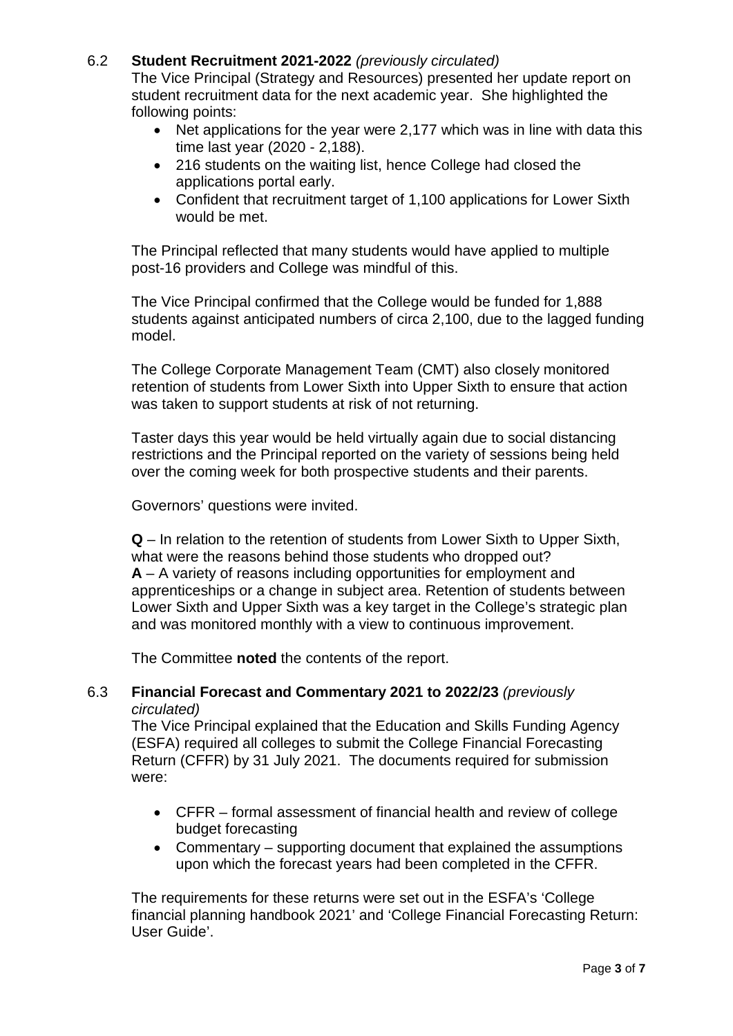### 6.2 **Student Recruitment 2021-2022** *(previously circulated)*

The Vice Principal (Strategy and Resources) presented her update report on student recruitment data for the next academic year. She highlighted the following points:

- Net applications for the year were 2,177 which was in line with data this time last year (2020 - 2,188).
- 216 students on the waiting list, hence College had closed the applications portal early.
- Confident that recruitment target of 1,100 applications for Lower Sixth would be met.

The Principal reflected that many students would have applied to multiple post-16 providers and College was mindful of this.

The Vice Principal confirmed that the College would be funded for 1,888 students against anticipated numbers of circa 2,100, due to the lagged funding model.

The College Corporate Management Team (CMT) also closely monitored retention of students from Lower Sixth into Upper Sixth to ensure that action was taken to support students at risk of not returning.

Taster days this year would be held virtually again due to social distancing restrictions and the Principal reported on the variety of sessions being held over the coming week for both prospective students and their parents.

Governors' questions were invited.

**Q** – In relation to the retention of students from Lower Sixth to Upper Sixth, what were the reasons behind those students who dropped out?
**A** – A variety of reasons including opportunities for employment and apprenticeships or a change in subject area. Retention of students between Lower Sixth and Upper Sixth was a key target in the College's strategic plan and was monitored monthly with a view to continuous improvement.

The Committee **noted** the contents of the report.

### 6.3 **Financial Forecast and Commentary 2021 to 2022/23** *(previously circulated)*

The Vice Principal explained that the Education and Skills Funding Agency (ESFA) required all colleges to submit the College Financial Forecasting Return (CFFR) by 31 July 2021. The documents required for submission were:

- CFFR – formal assessment of financial health and review of college budget forecasting
- Commentary – supporting document that explained the assumptions upon which the forecast years had been completed in the CFFR.

The requirements for these returns were set out in the ESFA's 'College financial planning handbook 2021' and 'College Financial Forecasting Return: User Guide'.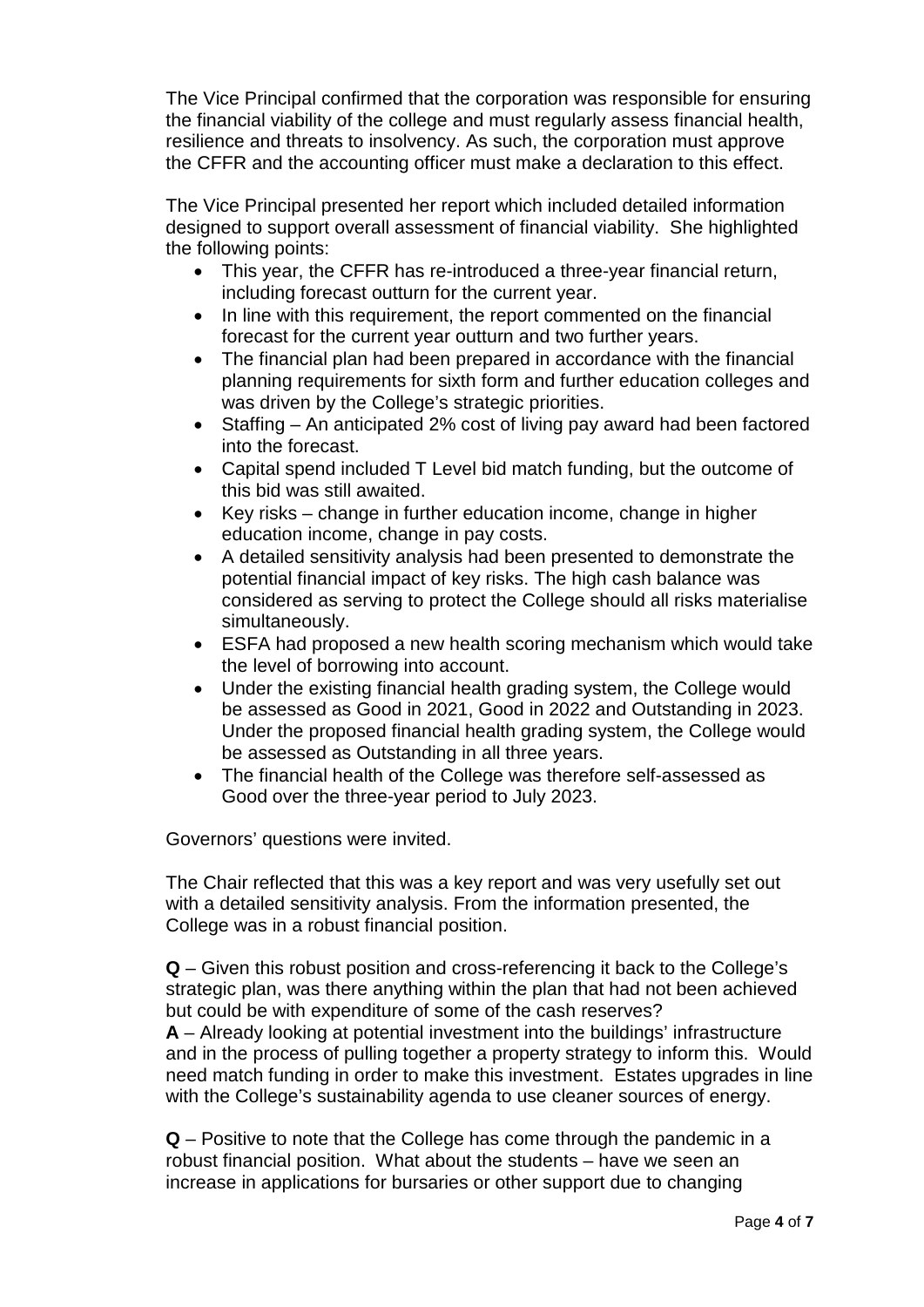The Vice Principal confirmed that the corporation was responsible for ensuring the financial viability of the college and must regularly assess financial health, resilience and threats to insolvency. As such, the corporation must approve the CFFR and the accounting officer must make a declaration to this effect.

The Vice Principal presented her report which included detailed information designed to support overall assessment of financial viability. She highlighted the following points:

- This year, the CFFR has re-introduced a three-year financial return, including forecast outturn for the current year.
- In line with this requirement, the report commented on the financial forecast for the current year outturn and two further years.
- The financial plan had been prepared in accordance with the financial planning requirements for sixth form and further education colleges and was driven by the College's strategic priorities.
- Staffing – An anticipated 2% cost of living pay award had been factored into the forecast.
- Capital spend included T Level bid match funding, but the outcome of this bid was still awaited.
- Key risks – change in further education income, change in higher education income, change in pay costs.
- A detailed sensitivity analysis had been presented to demonstrate the potential financial impact of key risks. The high cash balance was considered as serving to protect the College should all risks materialise simultaneously.
- ESFA had proposed a new health scoring mechanism which would take the level of borrowing into account.
- Under the existing financial health grading system, the College would be assessed as Good in 2021, Good in 2022 and Outstanding in 2023. Under the proposed financial health grading system, the College would be assessed as Outstanding in all three years.
- The financial health of the College was therefore self-assessed as Good over the three-year period to July 2023.

Governors' questions were invited.

The Chair reflected that this was a key report and was very usefully set out with a detailed sensitivity analysis. From the information presented, the College was in a robust financial position.

**Q** – Given this robust position and cross-referencing it back to the College's strategic plan, was there anything within the plan that had not been achieved but could be with expenditure of some of the cash reserves?
**A** – Already looking at potential investment into the buildings' infrastructure and in the process of pulling together a property strategy to inform this. Would need match funding in order to make this investment. Estates upgrades in line with the College's sustainability agenda to use cleaner sources of energy.

**Q** – Positive to note that the College has come through the pandemic in a robust financial position. What about the students – have we seen an increase in applications for bursaries or other support due to changing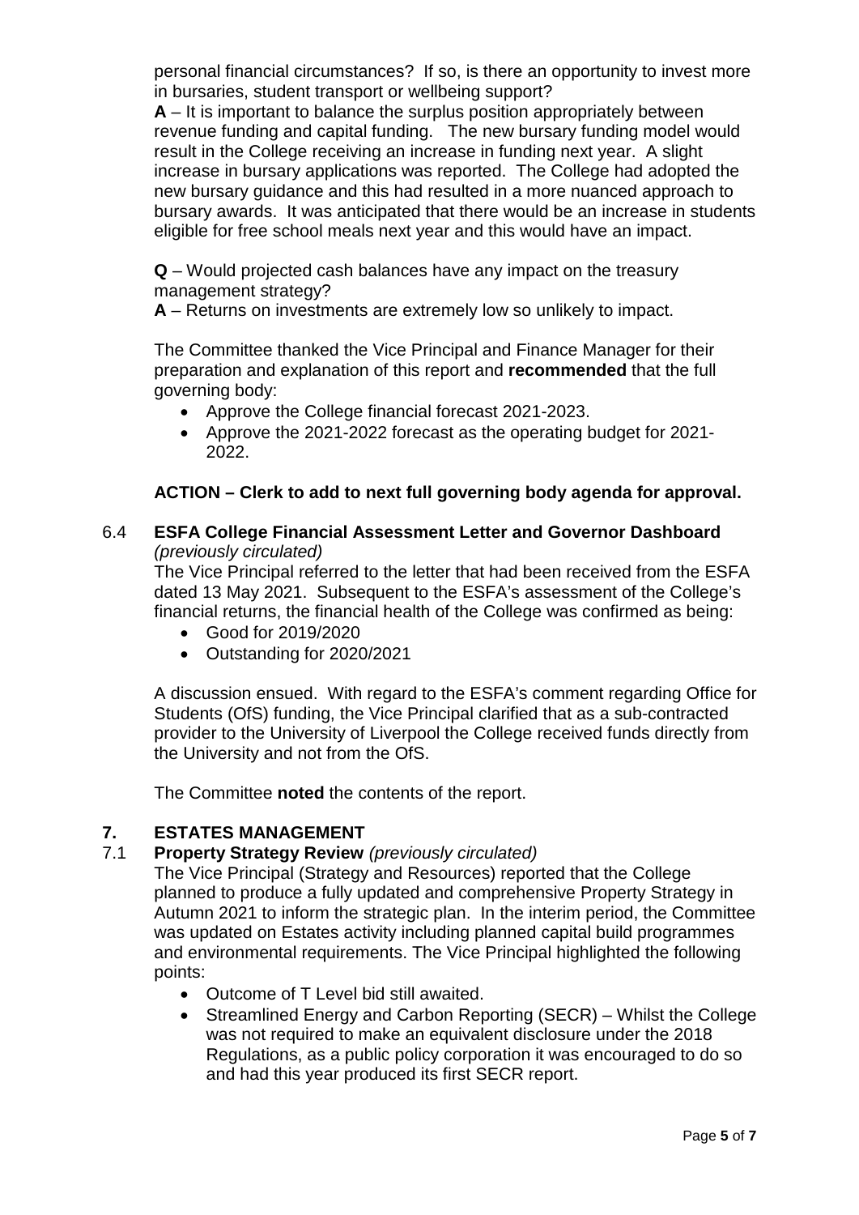personal financial circumstances? If so, is there an opportunity to invest more in bursaries, student transport or wellbeing support?

**A** – It is important to balance the surplus position appropriately between revenue funding and capital funding. The new bursary funding model would result in the College receiving an increase in funding next year. A slight increase in bursary applications was reported. The College had adopted the new bursary guidance and this had resulted in a more nuanced approach to bursary awards. It was anticipated that there would be an increase in students eligible for free school meals next year and this would have an impact.

**Q** – Would projected cash balances have any impact on the treasury management strategy?

**A** – Returns on investments are extremely low so unlikely to impact.

The Committee thanked the Vice Principal and Finance Manager for their preparation and explanation of this report and **recommended** that the full governing body:

- Approve the College financial forecast 2021-2023.
- Approve the 2021-2022 forecast as the operating budget for 2021-2022.

**ACTION – Clerk to add to next full governing body agenda for approval.**

### 6.4 ESFA College Financial Assessment Letter and Governor Dashboard *(previously circulated)*

The Vice Principal referred to the letter that had been received from the ESFA dated 13 May 2021. Subsequent to the ESFA's assessment of the College's financial returns, the financial health of the College was confirmed as being:

- Good for 2019/2020
- Outstanding for 2020/2021

A discussion ensued. With regard to the ESFA's comment regarding Office for Students (OfS) funding, the Vice Principal clarified that as a sub-contracted provider to the University of Liverpool the College received funds directly from the University and not from the OfS.

The Committee **noted** the contents of the report.

## 7. ESTATES MANAGEMENT

### 7.1 Property Strategy Review *(previously circulated)*

The Vice Principal (Strategy and Resources) reported that the College planned to produce a fully updated and comprehensive Property Strategy in Autumn 2021 to inform the strategic plan. In the interim period, the Committee was updated on Estates activity including planned capital build programmes and environmental requirements. The Vice Principal highlighted the following points:

- Outcome of T Level bid still awaited.
- Streamlined Energy and Carbon Reporting (SECR) – Whilst the College was not required to make an equivalent disclosure under the 2018 Regulations, as a public policy corporation it was encouraged to do so and had this year produced its first SECR report.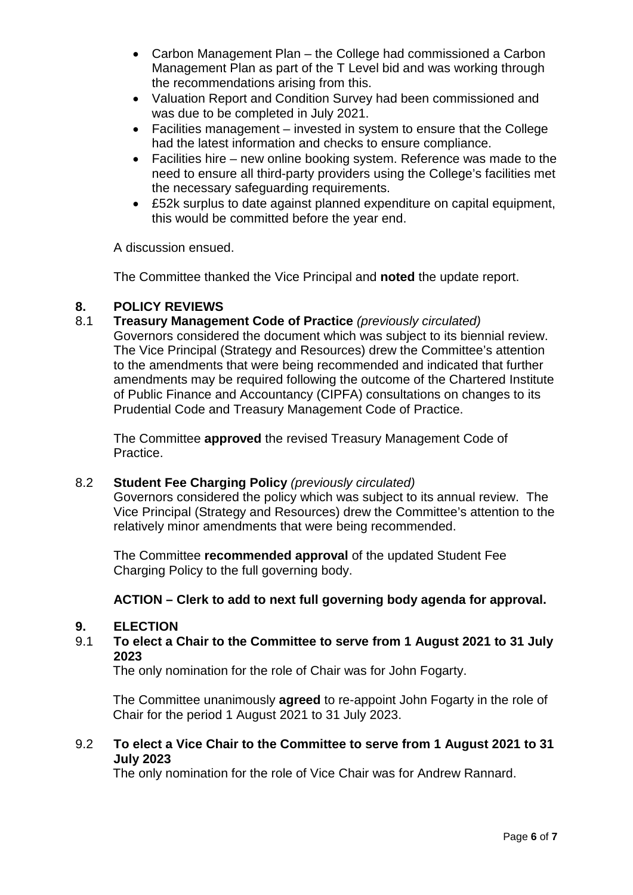- Carbon Management Plan – the College had commissioned a Carbon Management Plan as part of the T Level bid and was working through the recommendations arising from this.
- Valuation Report and Condition Survey had been commissioned and was due to be completed in July 2021.
- Facilities management – invested in system to ensure that the College had the latest information and checks to ensure compliance.
- Facilities hire – new online booking system. Reference was made to the need to ensure all third-party providers using the College's facilities met the necessary safeguarding requirements.
- £52k surplus to date against planned expenditure on capital equipment, this would be committed before the year end.

A discussion ensued.

The Committee thanked the Vice Principal and **noted** the update report.

## 8. POLICY REVIEWS

### 8.1 Treasury Management Code of Practice *(previously circulated)*

Governors considered the document which was subject to its biennial review. The Vice Principal (Strategy and Resources) drew the Committee's attention to the amendments that were being recommended and indicated that further amendments may be required following the outcome of the Chartered Institute of Public Finance and Accountancy (CIPFA) consultations on changes to its Prudential Code and Treasury Management Code of Practice.

The Committee **approved** the revised Treasury Management Code of Practice.

### 8.2 Student Fee Charging Policy *(previously circulated)*

Governors considered the policy which was subject to its annual review. The Vice Principal (Strategy and Resources) drew the Committee's attention to the relatively minor amendments that were being recommended.

The Committee **recommended approval** of the updated Student Fee Charging Policy to the full governing body.

**ACTION – Clerk to add to next full governing body agenda for approval.**

## 9. ELECTION

### 9.1 To elect a Chair to the Committee to serve from 1 August 2021 to 31 July 2023

The only nomination for the role of Chair was for John Fogarty.

The Committee unanimously **agreed** to re-appoint John Fogarty in the role of Chair for the period 1 August 2021 to 31 July 2023.

### 9.2 To elect a Vice Chair to the Committee to serve from 1 August 2021 to 31 July 2023

The only nomination for the role of Vice Chair was for Andrew Rannard.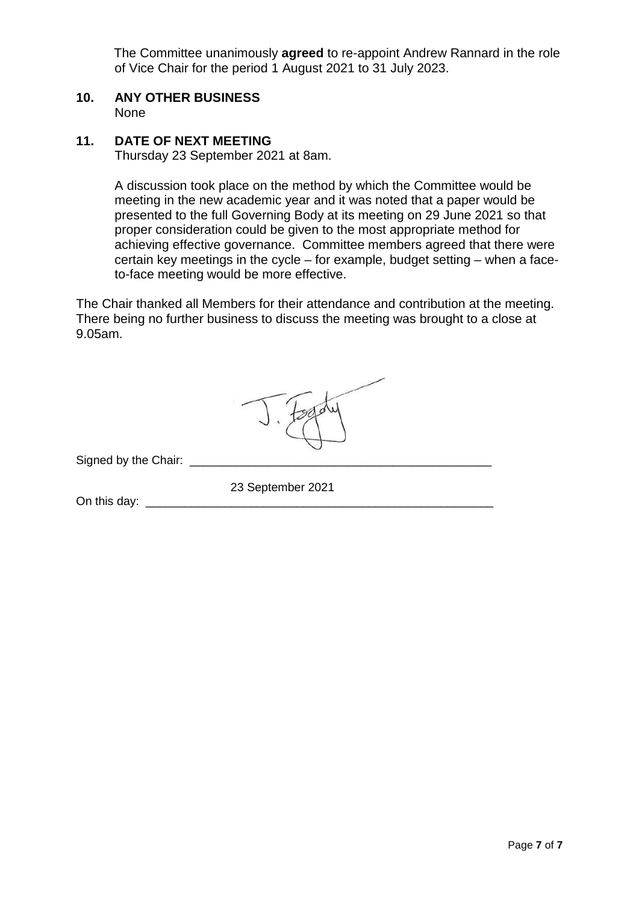The Committee unanimously **agreed** to re-appoint Andrew Rannard in the role of Vice Chair for the period 1 August 2021 to 31 July 2023.

**10. ANY OTHER BUSINESS**

None

**11. DATE OF NEXT MEETING**

Thursday 23 September 2021 at 8am.

A discussion took place on the method by which the Committee would be meeting in the new academic year and it was noted that a paper would be presented to the full Governing Body at its meeting on 29 June 2021 so that proper consideration could be given to the most appropriate method for achieving effective governance. Committee members agreed that there were certain key meetings in the cycle – for example, budget setting – when a face-to-face meeting would be more effective.

The Chair thanked all Members for their attendance and contribution at the meeting. There being no further business to discuss the meeting was brought to a close at 9.05am.

Signed by the Chair: J. Fogarty

On this day: 23 September 2021